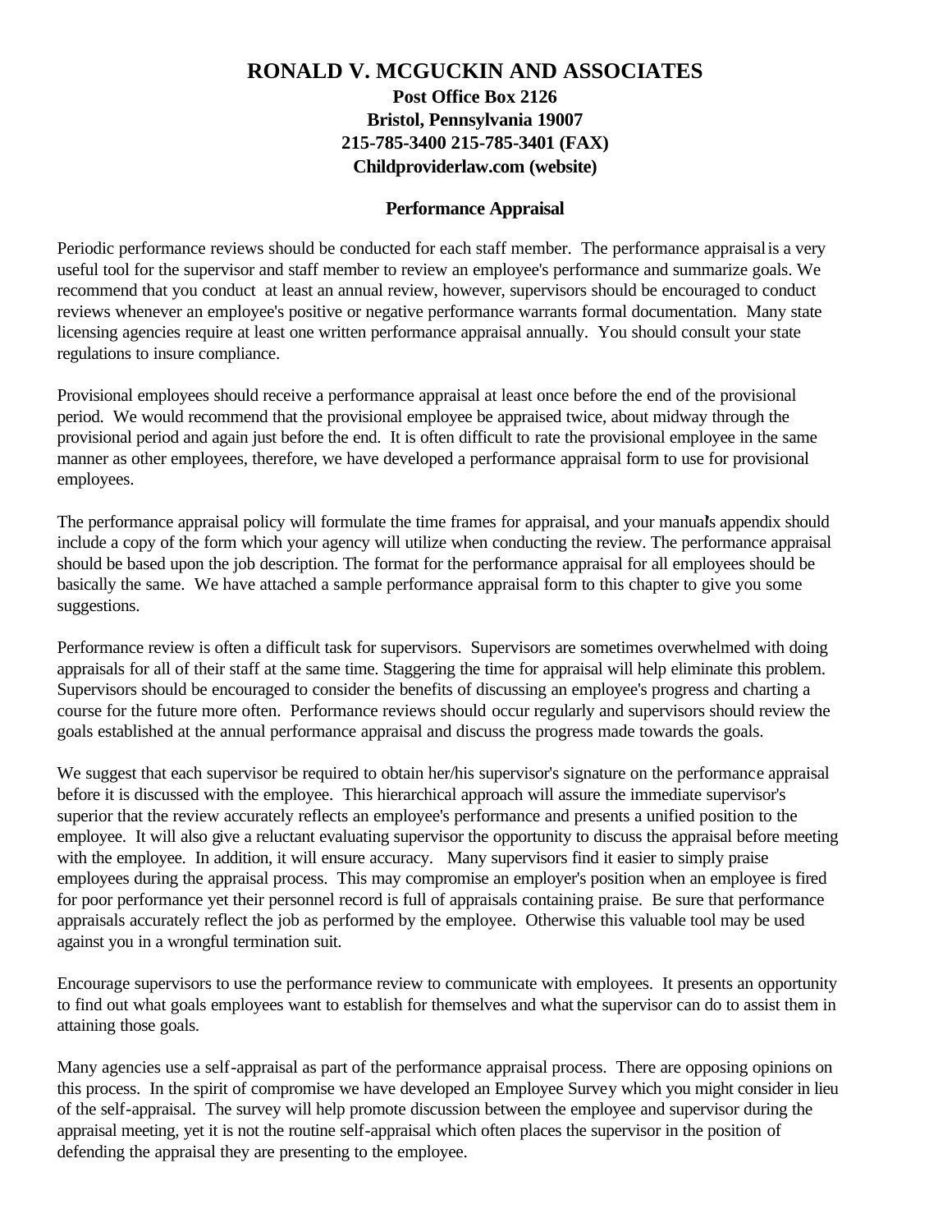# RONALD V. MCGUCKIN AND ASSOCIATES

**Post Office Box 2126**
**Bristol, Pennsylvania 19007**
**215-785-3400 215-785-3401 (FAX)**
**Childproviderlaw.com (website)**

## Performance Appraisal

Periodic performance reviews should be conducted for each staff member. The performance appraisal is a very useful tool for the supervisor and staff member to review an employee's performance and summarize goals. We recommend that you conduct at least an annual review, however, supervisors should be encouraged to conduct reviews whenever an employee's positive or negative performance warrants formal documentation. Many state licensing agencies require at least one written performance appraisal annually. You should consult your state regulations to insure compliance.

Provisional employees should receive a performance appraisal at least once before the end of the provisional period. We would recommend that the provisional employee be appraised twice, about midway through the provisional period and again just before the end. It is often difficult to rate the provisional employee in the same manner as other employees, therefore, we have developed a performance appraisal form to use for provisional employees.

The performance appraisal policy will formulate the time frames for appraisal, and your manual's appendix should include a copy of the form which your agency will utilize when conducting the review. The performance appraisal should be based upon the job description. The format for the performance appraisal for all employees should be basically the same. We have attached a sample performance appraisal form to this chapter to give you some suggestions.

Performance review is often a difficult task for supervisors. Supervisors are sometimes overwhelmed with doing appraisals for all of their staff at the same time. Staggering the time for appraisal will help eliminate this problem. Supervisors should be encouraged to consider the benefits of discussing an employee's progress and charting a course for the future more often. Performance reviews should occur regularly and supervisors should review the goals established at the annual performance appraisal and discuss the progress made towards the goals.

We suggest that each supervisor be required to obtain her/his supervisor's signature on the performance appraisal before it is discussed with the employee. This hierarchical approach will assure the immediate supervisor's superior that the review accurately reflects an employee's performance and presents a unified position to the employee. It will also give a reluctant evaluating supervisor the opportunity to discuss the appraisal before meeting with the employee. In addition, it will ensure accuracy. Many supervisors find it easier to simply praise employees during the appraisal process. This may compromise an employer's position when an employee is fired for poor performance yet their personnel record is full of appraisals containing praise. Be sure that performance appraisals accurately reflect the job as performed by the employee. Otherwise this valuable tool may be used against you in a wrongful termination suit.

Encourage supervisors to use the performance review to communicate with employees. It presents an opportunity to find out what goals employees want to establish for themselves and what the supervisor can do to assist them in attaining those goals.

Many agencies use a self-appraisal as part of the performance appraisal process. There are opposing opinions on this process. In the spirit of compromise we have developed an Employee Survey which you might consider in lieu of the self-appraisal. The survey will help promote discussion between the employee and supervisor during the appraisal meeting, yet it is not the routine self-appraisal which often places the supervisor in the position of defending the appraisal they are presenting to the employee.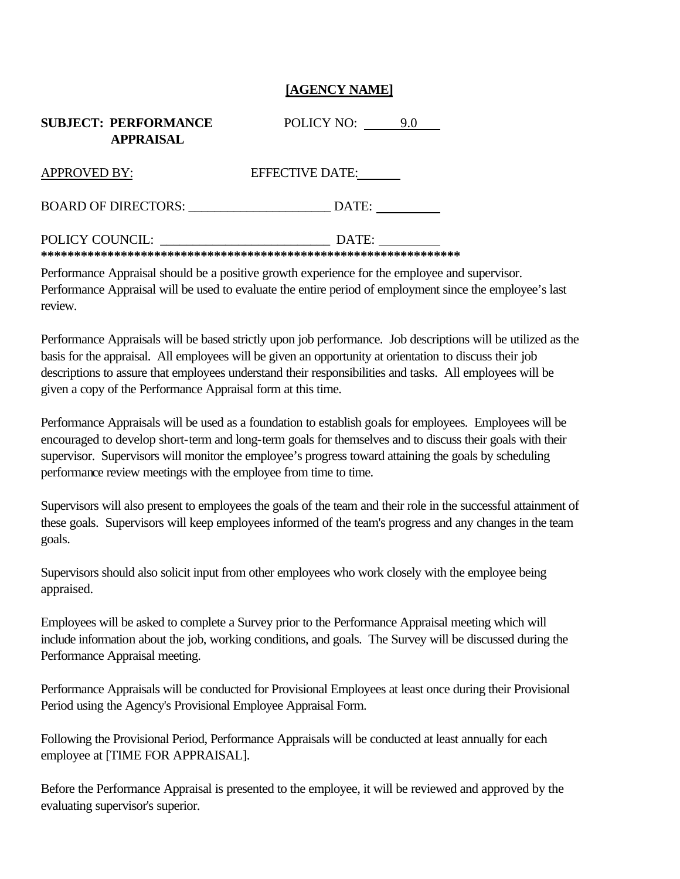**[AGENCY NAME]**

**SUBJECT: PERFORMANCE APPRAISAL** POLICY NO: 9.0

APPROVED BY: EFFECTIVE DATE:______

BOARD OF DIRECTORS: _____________________ DATE: __________

POLICY COUNCIL: _________________________ DATE: _________

**\*\*\*\*\*\*\*\*\*\*\*\*\*\*\*\*\*\*\*\*\*\*\*\*\*\*\*\*\*\*\*\*\*\*\*\*\*\*\*\*\*\*\*\*\*\*\*\*\*\*\*\*\*\*\*\*\*\*\*\*\*\*\*\*\*\***

Performance Appraisal should be a positive growth experience for the employee and supervisor. Performance Appraisal will be used to evaluate the entire period of employment since the employee's last review.

Performance Appraisals will be based strictly upon job performance. Job descriptions will be utilized as the basis for the appraisal. All employees will be given an opportunity at orientation to discuss their job descriptions to assure that employees understand their responsibilities and tasks. All employees will be given a copy of the Performance Appraisal form at this time.

Performance Appraisals will be used as a foundation to establish goals for employees. Employees will be encouraged to develop short-term and long-term goals for themselves and to discuss their goals with their supervisor. Supervisors will monitor the employee's progress toward attaining the goals by scheduling performance review meetings with the employee from time to time.

Supervisors will also present to employees the goals of the team and their role in the successful attainment of these goals. Supervisors will keep employees informed of the team's progress and any changes in the team goals.

Supervisors should also solicit input from other employees who work closely with the employee being appraised.

Employees will be asked to complete a Survey prior to the Performance Appraisal meeting which will include information about the job, working conditions, and goals. The Survey will be discussed during the Performance Appraisal meeting.

Performance Appraisals will be conducted for Provisional Employees at least once during their Provisional Period using the Agency's Provisional Employee Appraisal Form.

Following the Provisional Period, Performance Appraisals will be conducted at least annually for each employee at [TIME FOR APPRAISAL].

Before the Performance Appraisal is presented to the employee, it will be reviewed and approved by the evaluating supervisor's superior.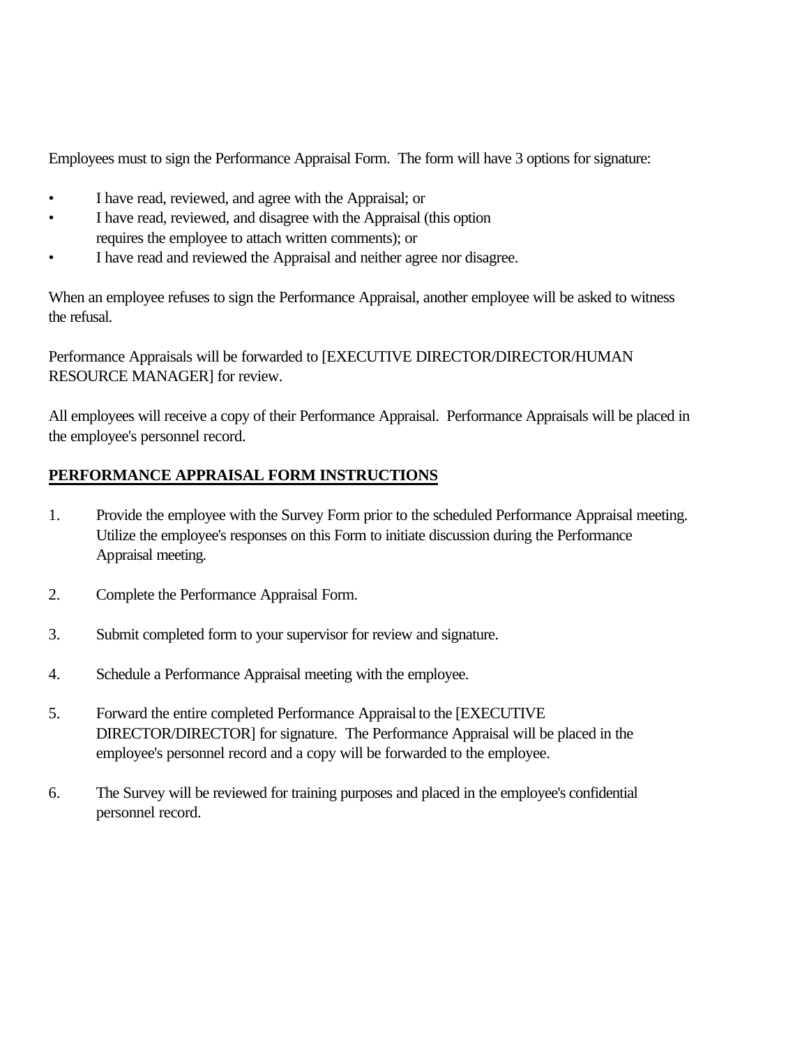Employees must to sign the Performance Appraisal Form. The form will have 3 options for signature:

- I have read, reviewed, and agree with the Appraisal; or
- I have read, reviewed, and disagree with the Appraisal (this option requires the employee to attach written comments); or
- I have read and reviewed the Appraisal and neither agree nor disagree.

When an employee refuses to sign the Performance Appraisal, another employee will be asked to witness the refusal.

Performance Appraisals will be forwarded to [EXECUTIVE DIRECTOR/DIRECTOR/HUMAN RESOURCE MANAGER] for review.

All employees will receive a copy of their Performance Appraisal. Performance Appraisals will be placed in the employee's personnel record.

## PERFORMANCE APPRAISAL FORM INSTRUCTIONS

1. Provide the employee with the Survey Form prior to the scheduled Performance Appraisal meeting. Utilize the employee's responses on this Form to initiate discussion during the Performance Appraisal meeting.

2. Complete the Performance Appraisal Form.

3. Submit completed form to your supervisor for review and signature.

4. Schedule a Performance Appraisal meeting with the employee.

5. Forward the entire completed Performance Appraisal to the [EXECUTIVE DIRECTOR/DIRECTOR] for signature. The Performance Appraisal will be placed in the employee's personnel record and a copy will be forwarded to the employee.

6. The Survey will be reviewed for training purposes and placed in the employee's confidential personnel record.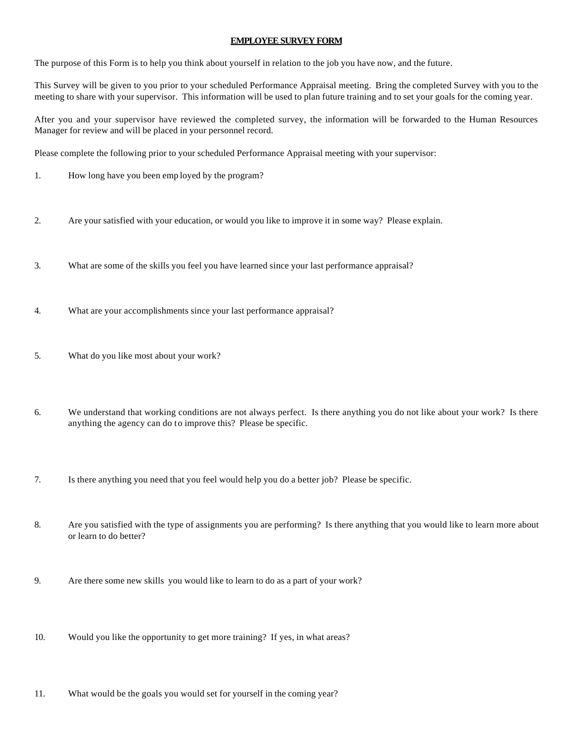# EMPLOYEE SURVEY FORM

The purpose of this Form is to help you think about yourself in relation to the job you have now, and the future.

This Survey will be given to you prior to your scheduled Performance Appraisal meeting. Bring the completed Survey with you to the meeting to share with your supervisor. This information will be used to plan future training and to set your goals for the coming year.

After you and your supervisor have reviewed the completed survey, the information will be forwarded to the Human Resources Manager for review and will be placed in your personnel record.

Please complete the following prior to your scheduled Performance Appraisal meeting with your supervisor:

1. How long have you been employed by the program?

2. Are your satisfied with your education, or would you like to improve it in some way? Please explain.

3. What are some of the skills you feel you have learned since your last performance appraisal?

4. What are your accomplishments since your last performance appraisal?

5. What do you like most about your work?

6. We understand that working conditions are not always perfect. Is there anything you do not like about your work? Is there anything the agency can do to improve this? Please be specific.

7. Is there anything you need that you feel would help you do a better job? Please be specific.

8. Are you satisfied with the type of assignments you are performing? Is there anything that you would like to learn more about or learn to do better?

9. Are there some new skills you would like to learn to do as a part of your work?

10. Would you like the opportunity to get more training? If yes, in what areas?

11. What would be the goals you would set for yourself in the coming year?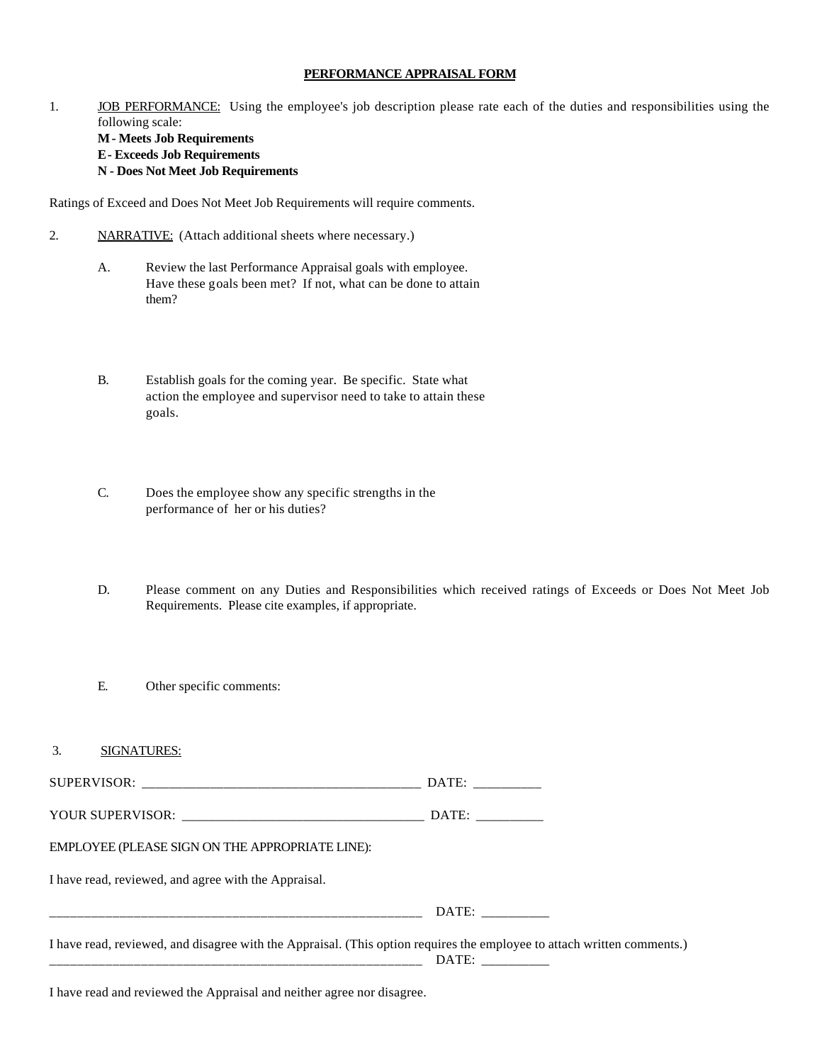# PERFORMANCE APPRAISAL FORM

1. JOB PERFORMANCE: Using the employee's job description please rate each of the duties and responsibilities using the following scale:
   **M - Meets Job Requirements**
   **E - Exceeds Job Requirements**
   **N - Does Not Meet Job Requirements**

Ratings of Exceed and Does Not Meet Job Requirements will require comments.

2. NARRATIVE: (Attach additional sheets where necessary.)

   A. Review the last Performance Appraisal goals with employee. Have these goals been met? If not, what can be done to attain them?

   B. Establish goals for the coming year. Be specific. State what action the employee and supervisor need to take to attain these goals.

   C. Does the employee show any specific strengths in the performance of her or his duties?

   D. Please comment on any Duties and Responsibilities which received ratings of Exceeds or Does Not Meet Job Requirements. Please cite examples, if appropriate.

   E. Other specific comments:

3. SIGNATURES:

SUPERVISOR: __________________________________________ DATE: __________

YOUR SUPERVISOR: ____________________________________ DATE: __________

EMPLOYEE (PLEASE SIGN ON THE APPROPRIATE LINE):

I have read, reviewed, and agree with the Appraisal.

_________________________________________________________ DATE: __________

I have read, reviewed, and disagree with the Appraisal. (This option requires the employee to attach written comments.)
_________________________________________________________ DATE: __________

I have read and reviewed the Appraisal and neither agree nor disagree.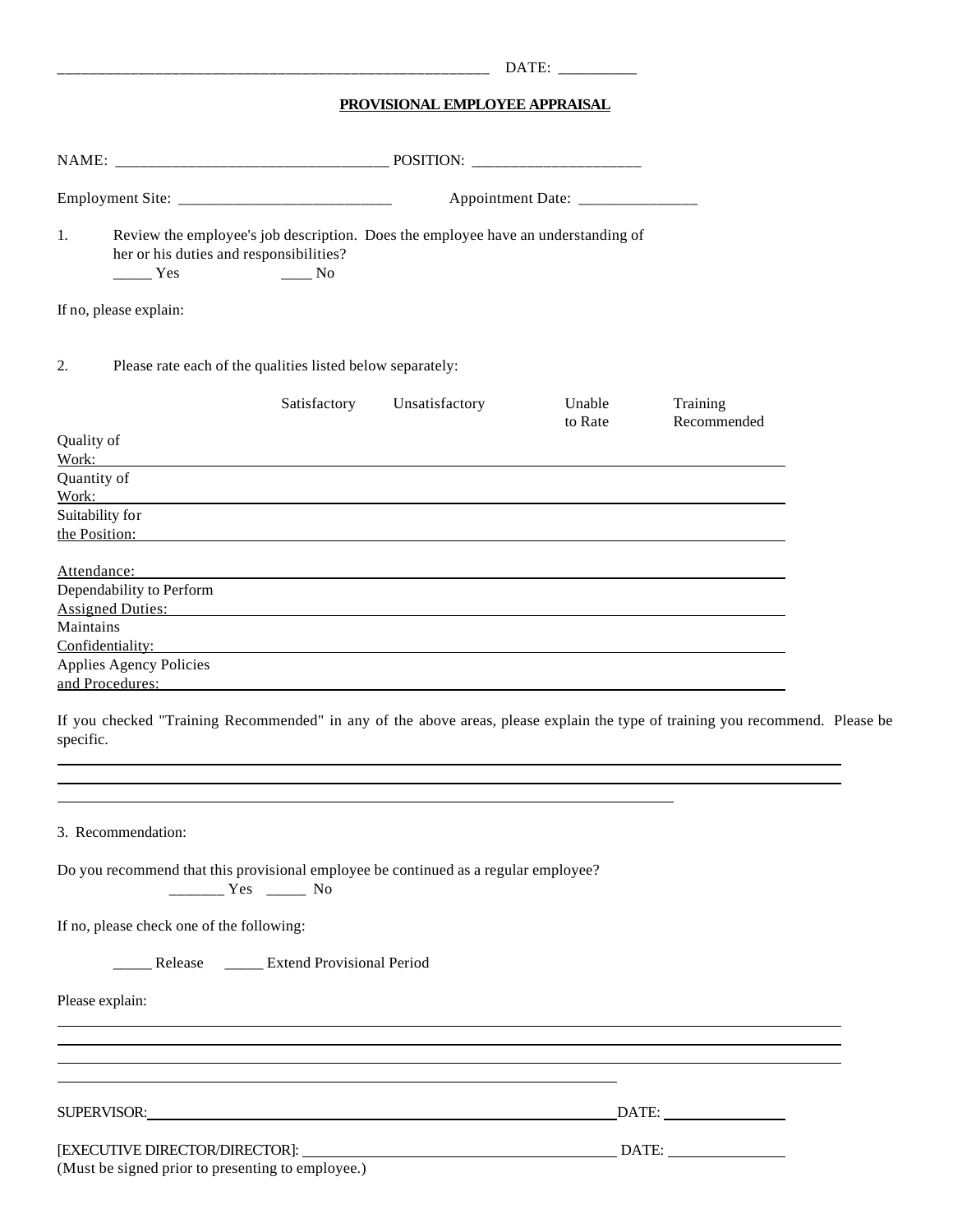______________________________________________________ DATE: __________

## PROVISIONAL EMPLOYEE APPRAISAL

NAME: __________________________________ POSITION: _____________________

Employment Site: ___________________________ Appointment Date: _______________

1. Review the employee's job description. Does the employee have an understanding of her or his duties and responsibilities?
   _____ Yes ____ No

If no, please explain:

2. Please rate each of the qualities listed below separately:

| | Satisfactory | Unsatisfactory | Unable to Rate | Training Recommended |
|---|---|---|---|---|
| Quality of Work: | | | | |
| Quantity of Work: | | | | |
| Suitability for the Position: | | | | |
| Attendance: | | | | |
| Dependability to Perform Assigned Duties: | | | | |
| Maintains Confidentiality: | | | | |
| Applies Agency Policies and Procedures: | | | | |

If you checked "Training Recommended" in any of the above areas, please explain the type of training you recommend. Please be specific.

3. Recommendation:

Do you recommend that this provisional employee be continued as a regular employee?
_______ Yes _____ No

If no, please check one of the following:

_____ Release _____ Extend Provisional Period

Please explain:

SUPERVISOR: ______________________________________________ DATE: ______________

[EXECUTIVE DIRECTOR/DIRECTOR]: ______________________________ DATE: ______________
(Must be signed prior to presenting to employee.)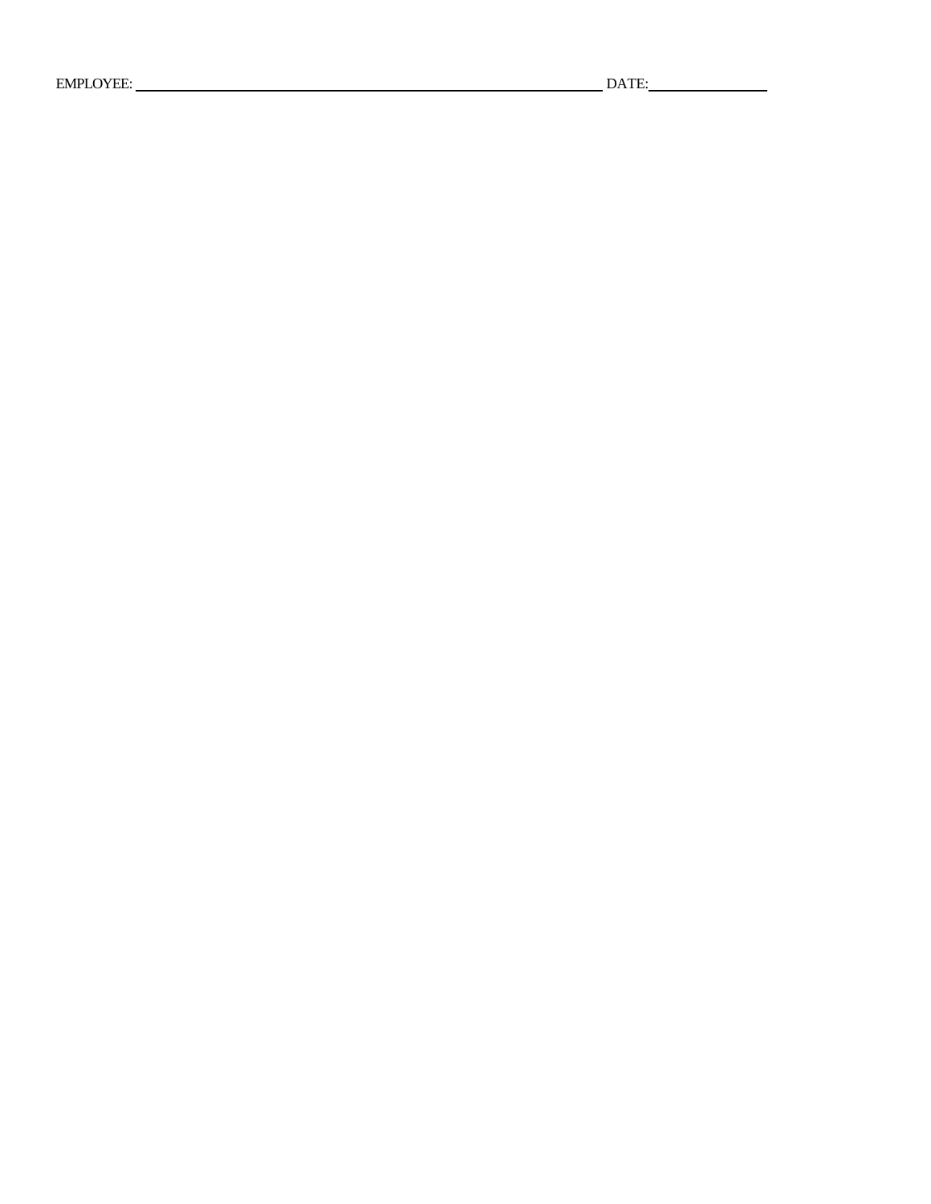EMPLOYEE: ______________________________________________ DATE: ____________